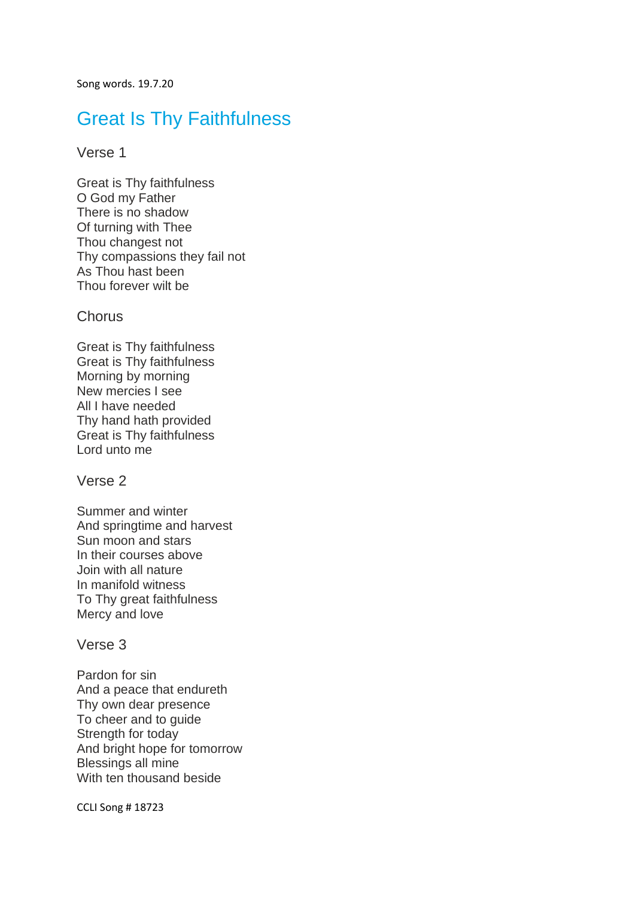Song words. 19.7.20

# Great Is Thy Faithfulness

## Verse 1

Great is Thy faithfulness
O God my Father
There is no shadow
Of turning with Thee
Thou changest not
Thy compassions they fail not
As Thou hast been
Thou forever wilt be

## Chorus

Great is Thy faithfulness
Great is Thy faithfulness
Morning by morning
New mercies I see
All I have needed
Thy hand hath provided
Great is Thy faithfulness
Lord unto me

## Verse 2

Summer and winter
And springtime and harvest
Sun moon and stars
In their courses above
Join with all nature
In manifold witness
To Thy great faithfulness
Mercy and love

## Verse 3

Pardon for sin
And a peace that endureth
Thy own dear presence
To cheer and to guide
Strength for today
And bright hope for tomorrow
Blessings all mine
With ten thousand beside

CCLI Song # 18723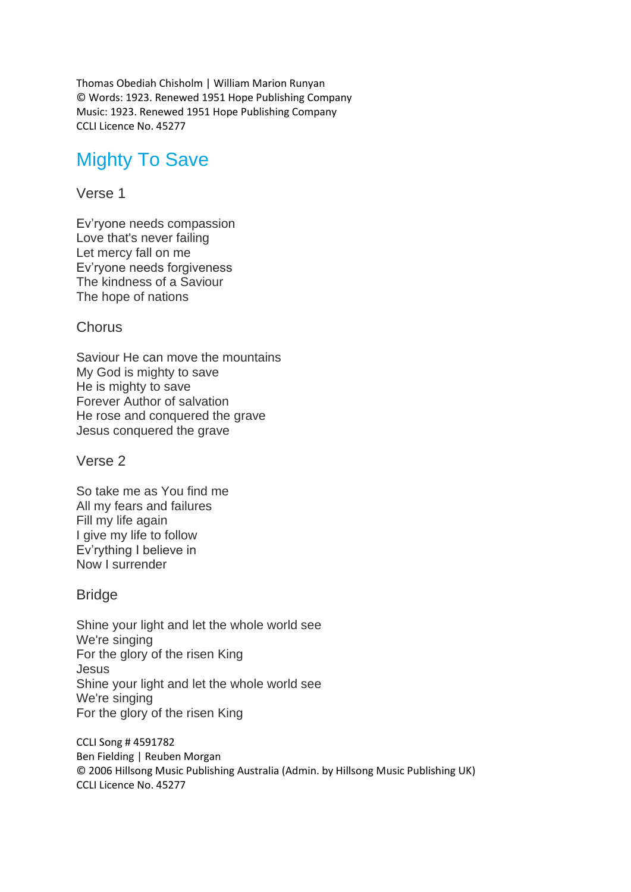Thomas Obediah Chisholm | William Marion Runyan
© Words: 1923. Renewed 1951 Hope Publishing Company
Music: 1923. Renewed 1951 Hope Publishing Company
CCLI Licence No. 45277

# Mighty To Save

## Verse 1

Ev'ryone needs compassion
Love that's never failing
Let mercy fall on me
Ev'ryone needs forgiveness
The kindness of a Saviour
The hope of nations

## Chorus

Saviour He can move the mountains
My God is mighty to save
He is mighty to save
Forever Author of salvation
He rose and conquered the grave
Jesus conquered the grave

## Verse 2

So take me as You find me
All my fears and failures
Fill my life again
I give my life to follow
Ev'rything I believe in
Now I surrender

## Bridge

Shine your light and let the whole world see
We're singing
For the glory of the risen King
Jesus
Shine your light and let the whole world see
We're singing
For the glory of the risen King

CCLI Song # 4591782
Ben Fielding | Reuben Morgan
© 2006 Hillsong Music Publishing Australia (Admin. by Hillsong Music Publishing UK)
CCLI Licence No. 45277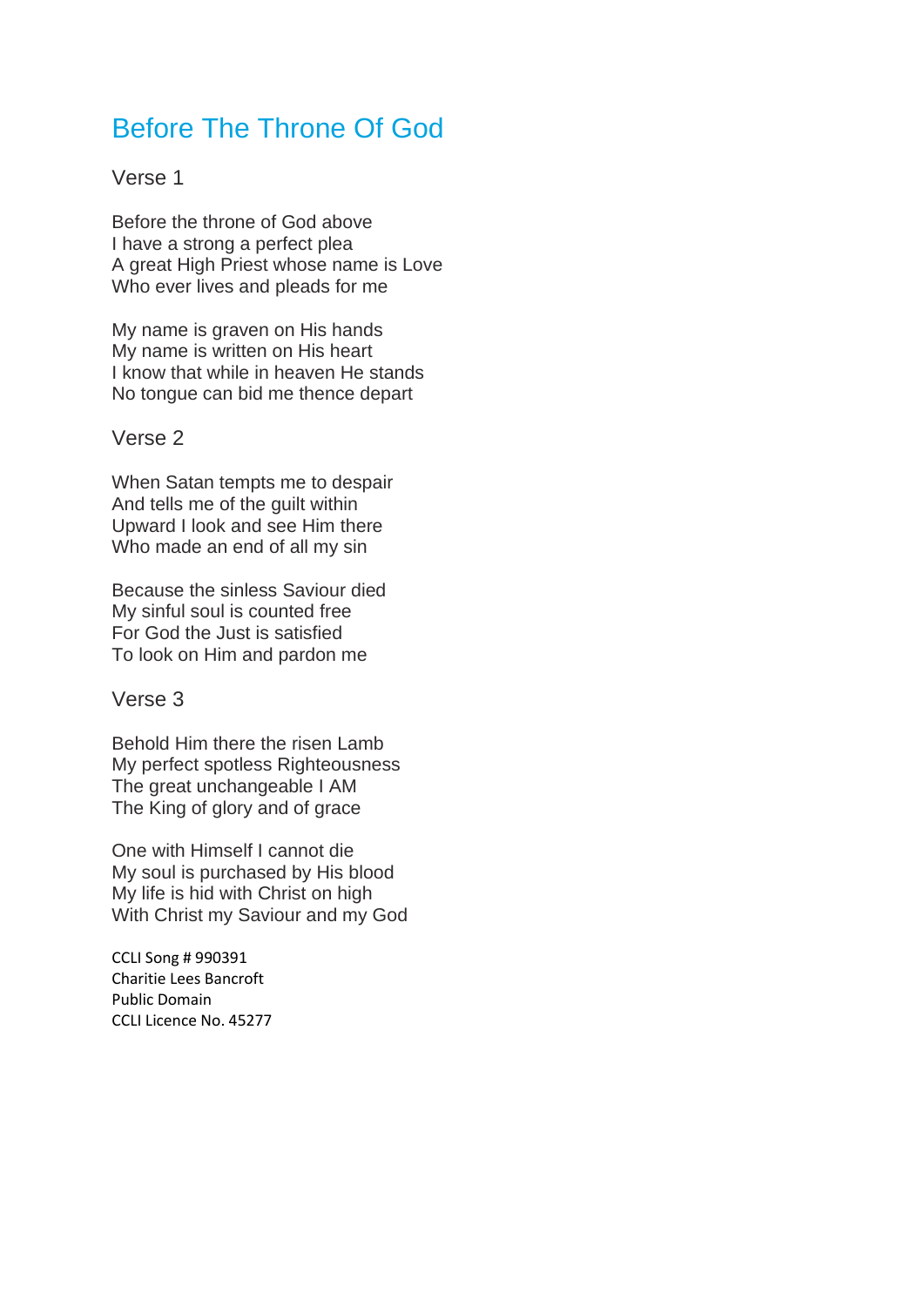# Before The Throne Of God

## Verse 1

Before the throne of God above
I have a strong a perfect plea
A great High Priest whose name is Love
Who ever lives and pleads for me

My name is graven on His hands
My name is written on His heart
I know that while in heaven He stands
No tongue can bid me thence depart

## Verse 2

When Satan tempts me to despair
And tells me of the guilt within
Upward I look and see Him there
Who made an end of all my sin

Because the sinless Saviour died
My sinful soul is counted free
For God the Just is satisfied
To look on Him and pardon me

## Verse 3

Behold Him there the risen Lamb
My perfect spotless Righteousness
The great unchangeable I AM
The King of glory and of grace

One with Himself I cannot die
My soul is purchased by His blood
My life is hid with Christ on high
With Christ my Saviour and my God

CCLI Song # 990391
Charitie Lees Bancroft
Public Domain
CCLI Licence No. 45277